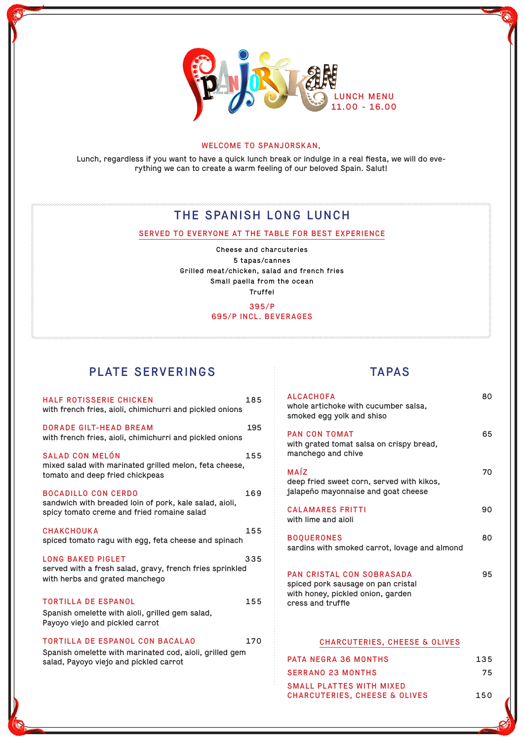# SPANJORSKAN

LUNCH MENU
11.00 - 16.00

WELCOME TO SPANJORSKAN,

Lunch, regardless if you want to have a quick lunch break or indulge in a real fiesta, we will do everything we can to create a warm feeling of our beloved Spain. Salut!

## THE SPANISH LONG LUNCH

SERVED TO EVERYONE AT THE TABLE FOR BEST EXPERIENCE

Cheese and charcuteries
5 tapas/cannes
Grilled meat/chicken, salad and french fries
Small paella from the ocean
Truffel

395/P
695/P INCL. BEVERAGES

## PLATE SERVERINGS

**HALF ROTISSERIE CHICKEN** 185
with french fries, aioli, chimichurri and pickled onions

**DORADE GILT-HEAD BREAM** 195
with french fries, aioli, chimichurri and pickled onions

**SALAD CON MELÓN** 155
mixed salad with marinated grilled melon, feta cheese, tomato and deep fried chickpeas

**BOCADILLO CON CERDO** 169
sandwich with breaded loin of pork, kale salad, aioli, spicy tomato creme and fried romaine salad

**CHAKCHOUKA** 155
spiced tomato ragu with egg, feta cheese and spinach

**LONG BAKED PIGLET** 335
served with a fresh salad, gravy, french fries sprinkled with herbs and grated manchego

**TORTILLA DE ESPANOL** 155
Spanish omelette with aioli, grilled gem salad, Payoyo viejo and pickled carrot

**TORTILLA DE ESPANOL CON BACALAO** 170
Spanish omelette with marinated cod, aioli, grilled gem salad, Payoyo viejo and pickled carrot

## TAPAS

**ALCACHOFA** 80
whole artichoke with cucumber salsa, smoked egg yolk and shiso

**PAN CON TOMAT** 65
with grated tomat salsa on crispy bread, manchego and chive

**MAÍZ** 70
deep fried sweet corn, served with kikos, jalapeño mayonnaise and goat cheese

**CALAMARES FRITTI** 90
with lime and aioli

**BOQUERONES** 80
sardins with smoked carrot, lovage and almond

**PAN CRISTAL CON SOBRASADA** 95
spiced pork sausage on pan cristal with honey, pickled onion, garden cress and truffle

### CHARCUTERIES, CHEESE & OLIVES

**PATA NEGRA 36 MONTHS** 135

**SERRANO 23 MONTHS** 75

**SMALL PLATTES WITH MIXED CHARCUTERIES, CHEESE & OLIVES** 150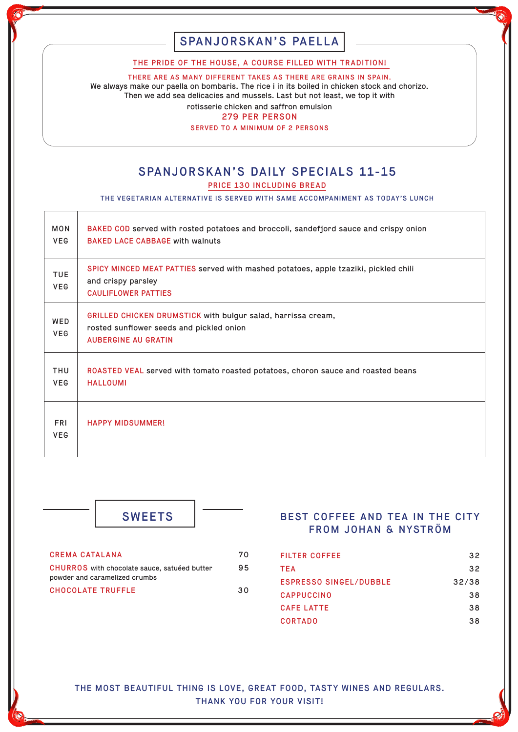## SPANJORSKAN'S PAELLA

THE PRIDE OF THE HOUSE, A COURSE FILLED WITH TRADITION!

THERE ARE AS MANY DIFFERENT TAKES AS THERE ARE GRAINS IN SPAIN.
We always make our paella on bombaris. The rice i in its boiled in chicken stock and chorizo. Then we add sea delicacies and mussels. Last but not least, we top it with rotisserie chicken and saffron emulsion

279 PER PERSON

SERVED TO A MINIMUM OF 2 PERSONS

## SPANJORSKAN'S DAILY SPECIALS 11-15

PRICE 130 INCLUDING BREAD

THE VEGETARIAN ALTERNATIVE IS SERVED WITH SAME ACCOMPANIMENT AS TODAY'S LUNCH

| | |
|---|---|
| MON<br>VEG | BAKED COD served with rosted potatoes and broccoli, sandefjord sauce and crispy onion<br>BAKED LACE CABBAGE with walnuts |
| TUE<br>VEG | SPICY MINCED MEAT PATTIES served with mashed potatoes, apple tzaziki, pickled chili and crispy parsley<br>CAULIFLOWER PATTIES |
| WED<br>VEG | GRILLED CHICKEN DRUMSTICK with bulgur salad, harrissa cream, rosted sunflower seeds and pickled onion<br>AUBERGINE AU GRATIN |
| THU<br>VEG | ROASTED VEAL served with tomato roasted potatoes, choron sauce and roasted beans<br>HALLOUMI |
| FRI<br>VEG | HAPPY MIDSUMMER! |

## SWEETS

| | |
|---|---|
| CREMA CATALANA | 70 |
| CHURROS with chocolate sauce, satuéed butter powder and caramelized crumbs | 95 |
| CHOCOLATE TRUFFLE | 30 |

## BEST COFFEE AND TEA IN THE CITY FROM JOHAN & NYSTRÖM

| | |
|---|---|
| FILTER COFFEE | 32 |
| TEA | 32 |
| ESPRESSO SINGEL/DUBBLE | 32/38 |
| CAPPUCCINO | 38 |
| CAFE LATTE | 38 |
| CORTADO | 38 |

THE MOST BEAUTIFUL THING IS LOVE, GREAT FOOD, TASTY WINES AND REGULARS.
THANK YOU FOR YOUR VISIT!